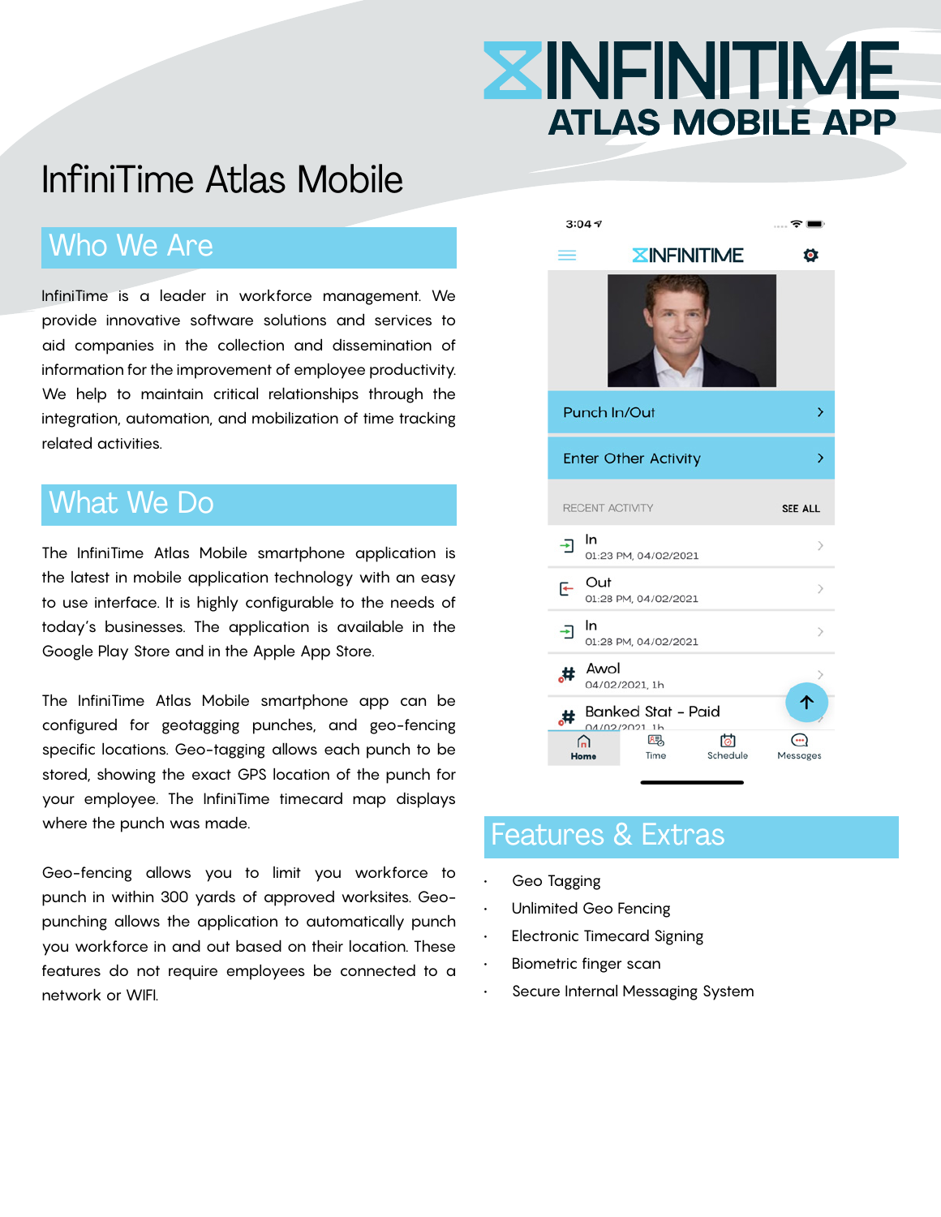# INFINITIME ATLAS MOBILE APP

# InfiniTime Atlas Mobile

## Who We Are

InfiniTime is a leader in workforce management. We provide innovative software solutions and services to aid companies in the collection and dissemination of information for the improvement of employee productivity. We help to maintain critical relationships through the integration, automation, and mobilization of time tracking related activities.

## What We Do

The InfiniTime Atlas Mobile smartphone application is the latest in mobile application technology with an easy to use interface. It is highly configurable to the needs of today's businesses. The application is available in the Google Play Store and in the Apple App Store.

The InfiniTime Atlas Mobile smartphone app can be configured for geotagging punches, and geo-fencing specific locations. Geo-tagging allows each punch to be stored, showing the exact GPS location of the punch for your employee. The InfiniTime timecard map displays where the punch was made.

Geo-fencing allows you to limit you workforce to punch in within 300 yards of approved worksites. Geo-punching allows the application to automatically punch you workforce in and out based on their location. These features do not require employees be connected to a network or WIFI.

3:04

INFINITIME

Punch In/Out

Enter Other Activity

RECENT ACTIVITY SEE ALL

In
01:23 PM, 04/02/2021

Out
01:28 PM, 04/02/2021

In
01:28 PM, 04/02/2021

Awol
04/02/2021, 1h

Banked Stat - Paid
04/02/2021, 1h

Home Time Schedule Messages

## Features & Extras

- Geo Tagging
- Unlimited Geo Fencing
- Electronic Timecard Signing
- Biometric finger scan
- Secure Internal Messaging System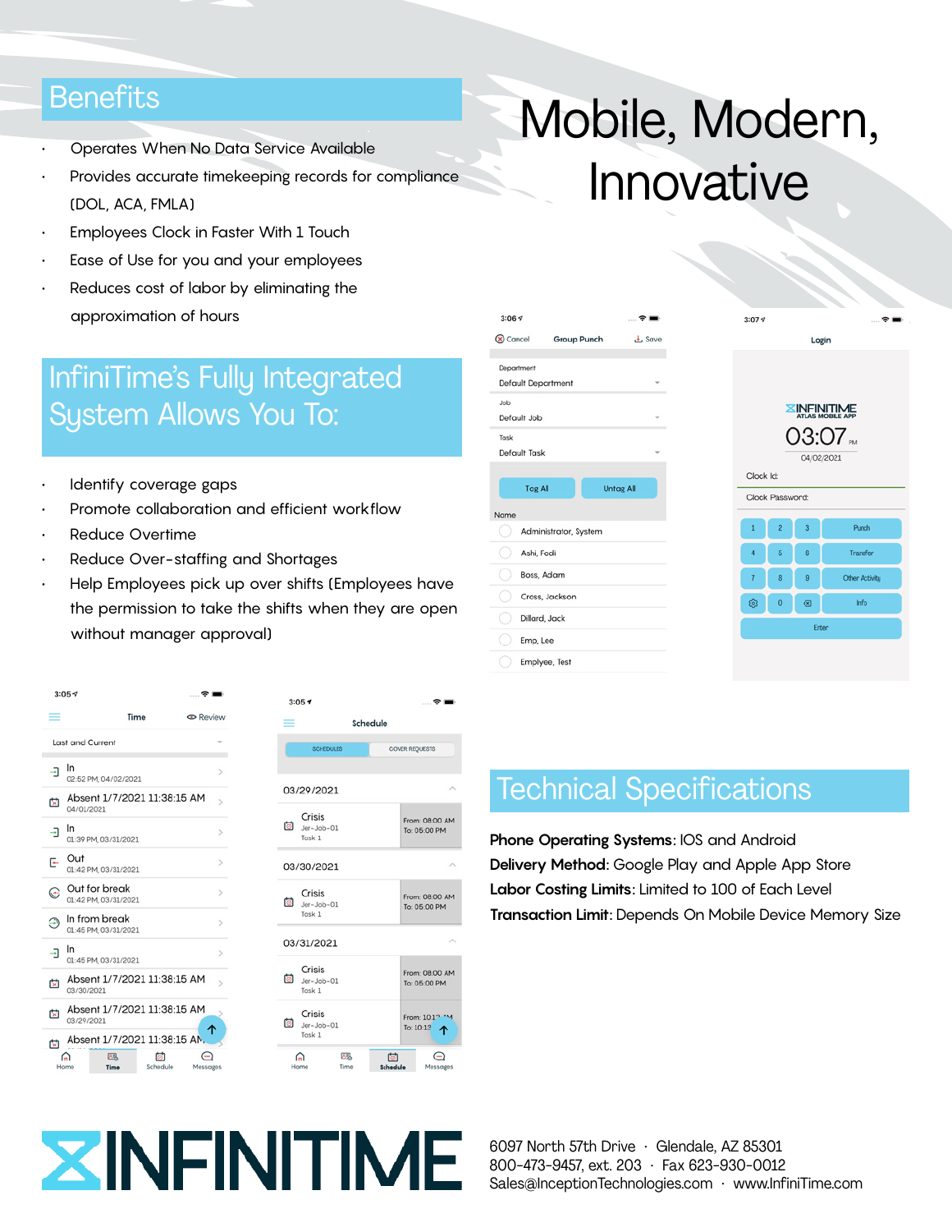## Benefits

- Operates When No Data Service Available
- Provides accurate timekeeping records for compliance (DOL, ACA, FMLA)
- Employees Clock in Faster With 1 Touch
- Ease of Use for you and your employees
- Reduces cost of labor by eliminating the approximation of hours

# Mobile, Modern, Innovative

## InfiniTime's Fully Integrated System Allows You To:

- Identify coverage gaps
- Promote collaboration and efficient workflow
- Reduce Overtime
- Reduce Over-staffing and Shortages
- Help Employees pick up over shifts (Employees have the permission to take the shifts when they are open without manager approval)

## Technical Specifications

**Phone Operating Systems**: IOS and Android

**Delivery Method**: Google Play and Apple App Store

**Labor Costing Limits**: Limited to 100 of Each Level

**Transaction Limit**: Depends On Mobile Device Memory Size

INFINITIME

6097 North 57th Drive · Glendale, AZ 85301
800-473-9457, ext. 203 · Fax 623-930-0012
Sales@InceptionTechnologies.com · www.InfiniTime.com